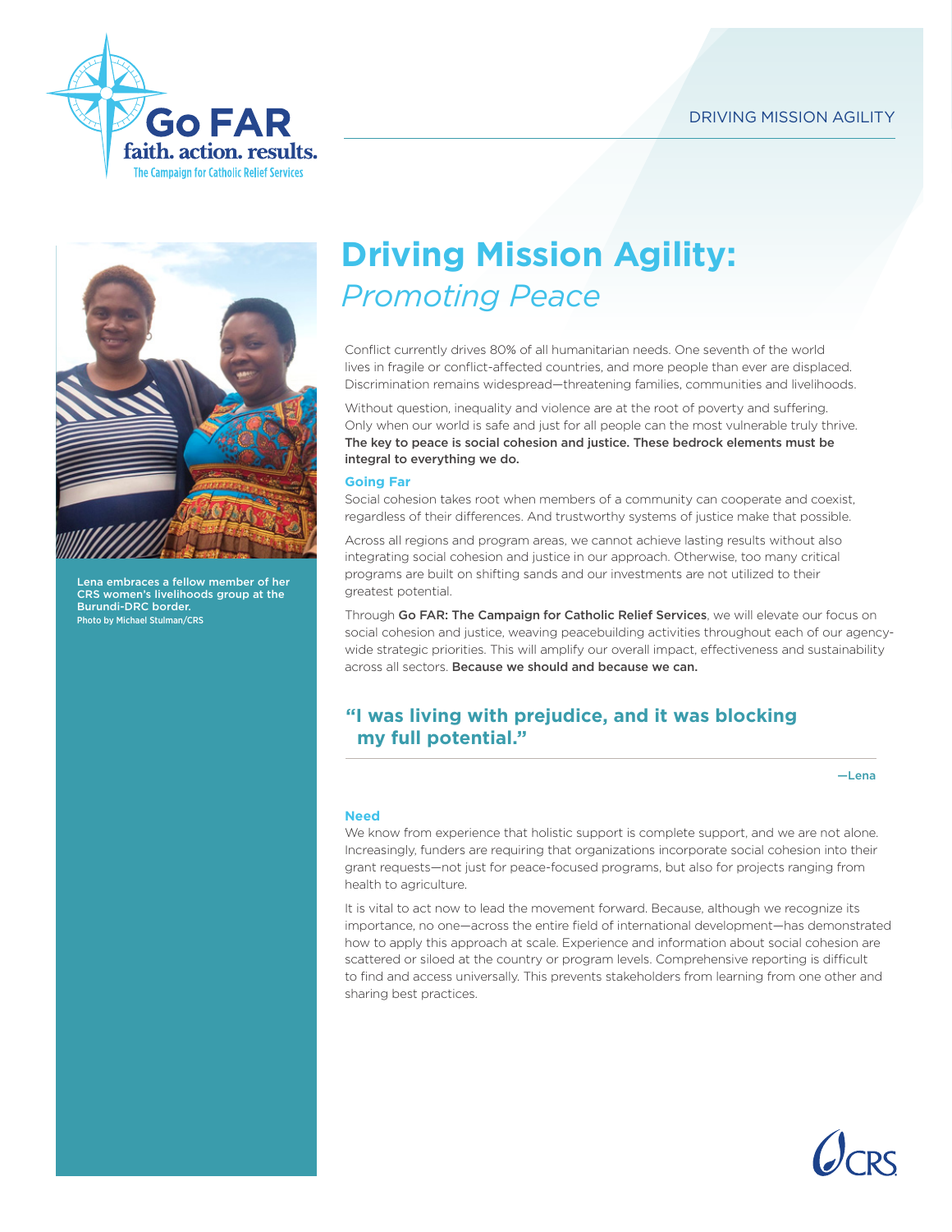# Driving Mission Agility: *Promoting Peace*

Lena embraces a fellow member of her CRS women's livelihoods group at the Burundi-DRC border.
Photo by Michael Stulman/CRS

Conflict currently drives 80% of all humanitarian needs. One seventh of the world lives in fragile or conflict-affected countries, and more people than ever are displaced. Discrimination remains widespread—threatening families, communities and livelihoods.

Without question, inequality and violence are at the root of poverty and suffering. Only when our world is safe and just for all people can the most vulnerable truly thrive. **The key to peace is social cohesion and justice. These bedrock elements must be integral to everything we do.**

### Going Far

Social cohesion takes root when members of a community can cooperate and coexist, regardless of their differences. And trustworthy systems of justice make that possible.

Across all regions and program areas, we cannot achieve lasting results without also integrating social cohesion and justice in our approach. Otherwise, too many critical programs are built on shifting sands and our investments are not utilized to their greatest potential.

Through **Go FAR: The Campaign for Catholic Relief Services**, we will elevate our focus on social cohesion and justice, weaving peacebuilding activities throughout each of our agency-wide strategic priorities. This will amplify our overall impact, effectiveness and sustainability across all sectors. **Because we should and because we can.**

> **"I was living with prejudice, and it was blocking my full potential."**
>
> —Lena

### Need

We know from experience that holistic support is complete support, and we are not alone. Increasingly, funders are requiring that organizations incorporate social cohesion into their grant requests—not just for peace-focused programs, but also for projects ranging from health to agriculture.

It is vital to act now to lead the movement forward. Because, although we recognize its importance, no one—across the entire field of international development—has demonstrated how to apply this approach at scale. Experience and information about social cohesion are scattered or siloed at the country or program levels. Comprehensive reporting is difficult to find and access universally. This prevents stakeholders from learning from one other and sharing best practices.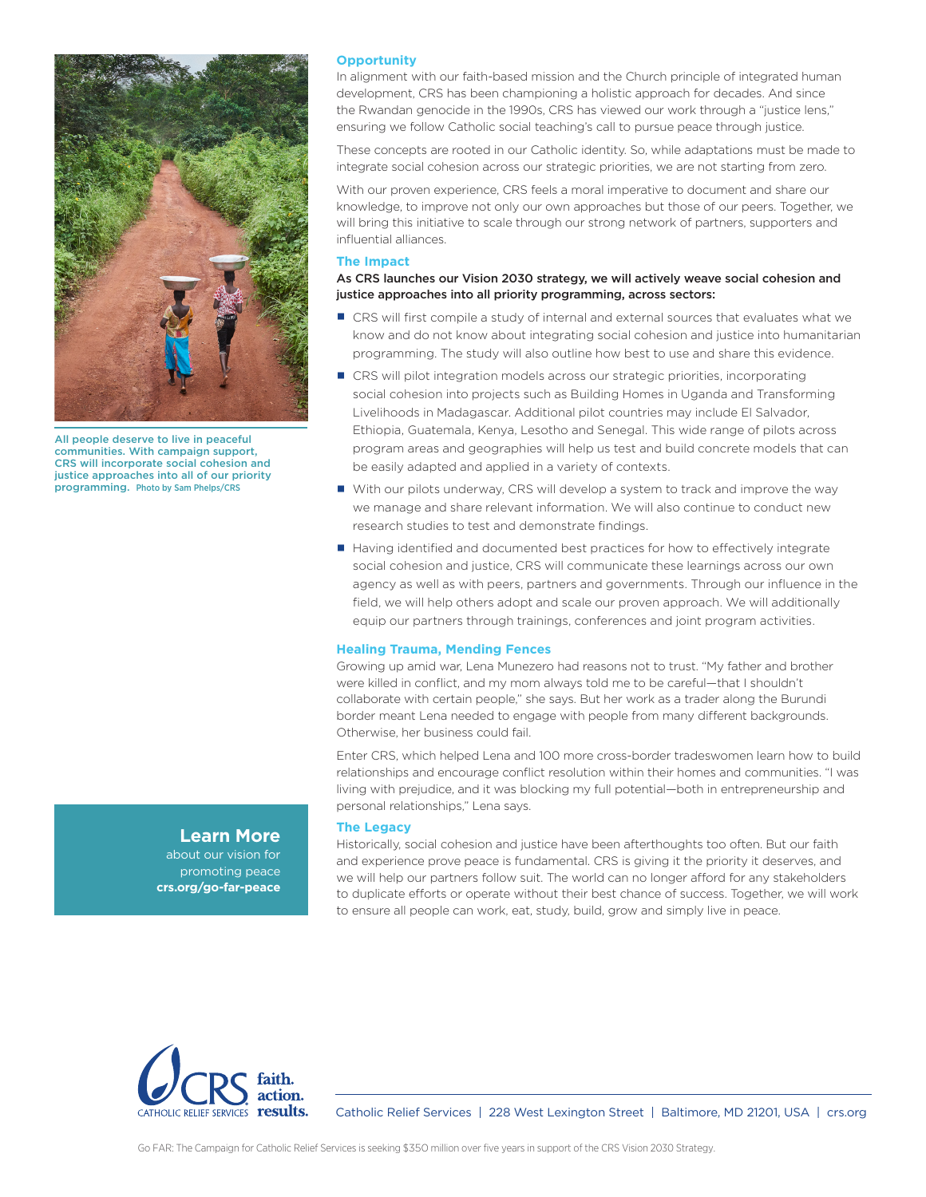All people deserve to live in peaceful communities. With campaign support, CRS will incorporate social cohesion and justice approaches into all of our priority programming. Photo by Sam Phelps/CRS

### Opportunity

In alignment with our faith-based mission and the Church principle of integrated human development, CRS has been championing a holistic approach for decades. And since the Rwandan genocide in the 1990s, CRS has viewed our work through a "justice lens," ensuring we follow Catholic social teaching's call to pursue peace through justice.

These concepts are rooted in our Catholic identity. So, while adaptations must be made to integrate social cohesion across our strategic priorities, we are not starting from zero.

With our proven experience, CRS feels a moral imperative to document and share our knowledge, to improve not only our own approaches but those of our peers. Together, we will bring this initiative to scale through our strong network of partners, supporters and influential alliances.

### The Impact

**As CRS launches our Vision 2030 strategy, we will actively weave social cohesion and justice approaches into all priority programming, across sectors:**

- CRS will first compile a study of internal and external sources that evaluates what we know and do not know about integrating social cohesion and justice into humanitarian programming. The study will also outline how best to use and share this evidence.
- CRS will pilot integration models across our strategic priorities, incorporating social cohesion into projects such as Building Homes in Uganda and Transforming Livelihoods in Madagascar. Additional pilot countries may include El Salvador, Ethiopia, Guatemala, Kenya, Lesotho and Senegal. This wide range of pilots across program areas and geographies will help us test and build concrete models that can be easily adapted and applied in a variety of contexts.
- With our pilots underway, CRS will develop a system to track and improve the way we manage and share relevant information. We will also continue to conduct new research studies to test and demonstrate findings.
- Having identified and documented best practices for how to effectively integrate social cohesion and justice, CRS will communicate these learnings across our own agency as well as with peers, partners and governments. Through our influence in the field, we will help others adopt and scale our proven approach. We will additionally equip our partners through trainings, conferences and joint program activities.

### Healing Trauma, Mending Fences

Growing up amid war, Lena Munezero had reasons not to trust. "My father and brother were killed in conflict, and my mom always told me to be careful—that I shouldn't collaborate with certain people," she says. But her work as a trader along the Burundi border meant Lena needed to engage with people from many different backgrounds. Otherwise, her business could fail.

Enter CRS, which helped Lena and 100 more cross-border tradeswomen learn how to build relationships and encourage conflict resolution within their homes and communities. "I was living with prejudice, and it was blocking my full potential—both in entrepreneurship and personal relationships," Lena says.

### The Legacy

Historically, social cohesion and justice have been afterthoughts too often. But our faith and experience prove peace is fundamental. CRS is giving it the priority it deserves, and we will help our partners follow suit. The world can no longer afford for any stakeholders to duplicate efforts or operate without their best chance of success. Together, we will work to ensure all people can work, eat, study, build, grow and simply live in peace.

**Learn More**
about our vision for promoting peace
**crs.org/go-far-peace**

CRS CATHOLIC RELIEF SERVICES faith. action. results.

Catholic Relief Services | 228 West Lexington Street | Baltimore, MD 21201, USA | crs.org

Go FAR: The Campaign for Catholic Relief Services is seeking $350 million over five years in support of the CRS Vision 2030 Strategy.